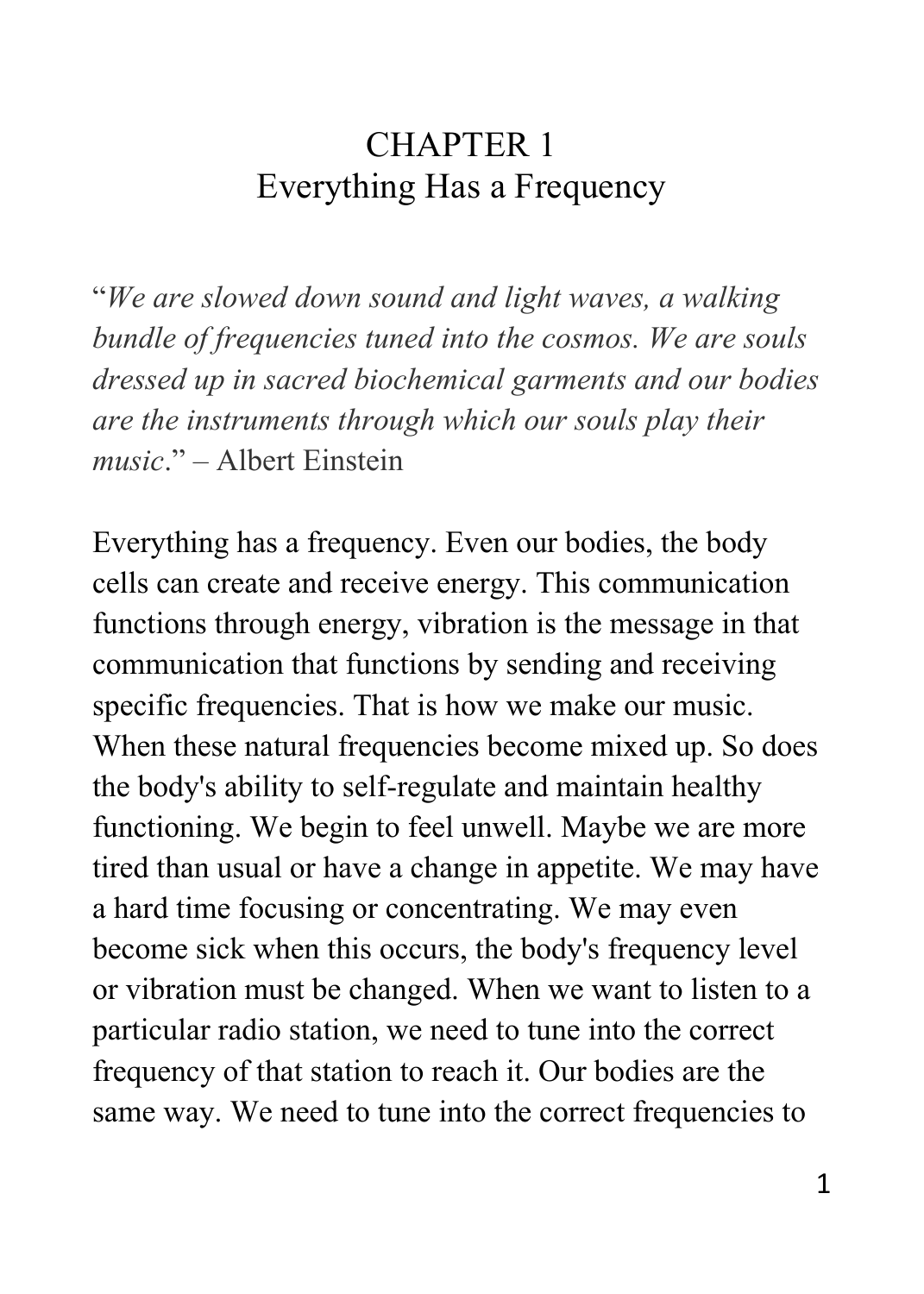# CHAPTER 1
## Everything Has a Frequency

"*We are slowed down sound and light waves, a walking bundle of frequencies tuned into the cosmos. We are souls dressed up in sacred biochemical garments and our bodies are the instruments through which our souls play their music*." – Albert Einstein

Everything has a frequency. Even our bodies, the body cells can create and receive energy. This communication functions through energy, vibration is the message in that communication that functions by sending and receiving specific frequencies. That is how we make our music. When these natural frequencies become mixed up. So does the body's ability to self-regulate and maintain healthy functioning. We begin to feel unwell. Maybe we are more tired than usual or have a change in appetite. We may have a hard time focusing or concentrating. We may even become sick when this occurs, the body's frequency level or vibration must be changed. When we want to listen to a particular radio station, we need to tune into the correct frequency of that station to reach it. Our bodies are the same way. We need to tune into the correct frequencies to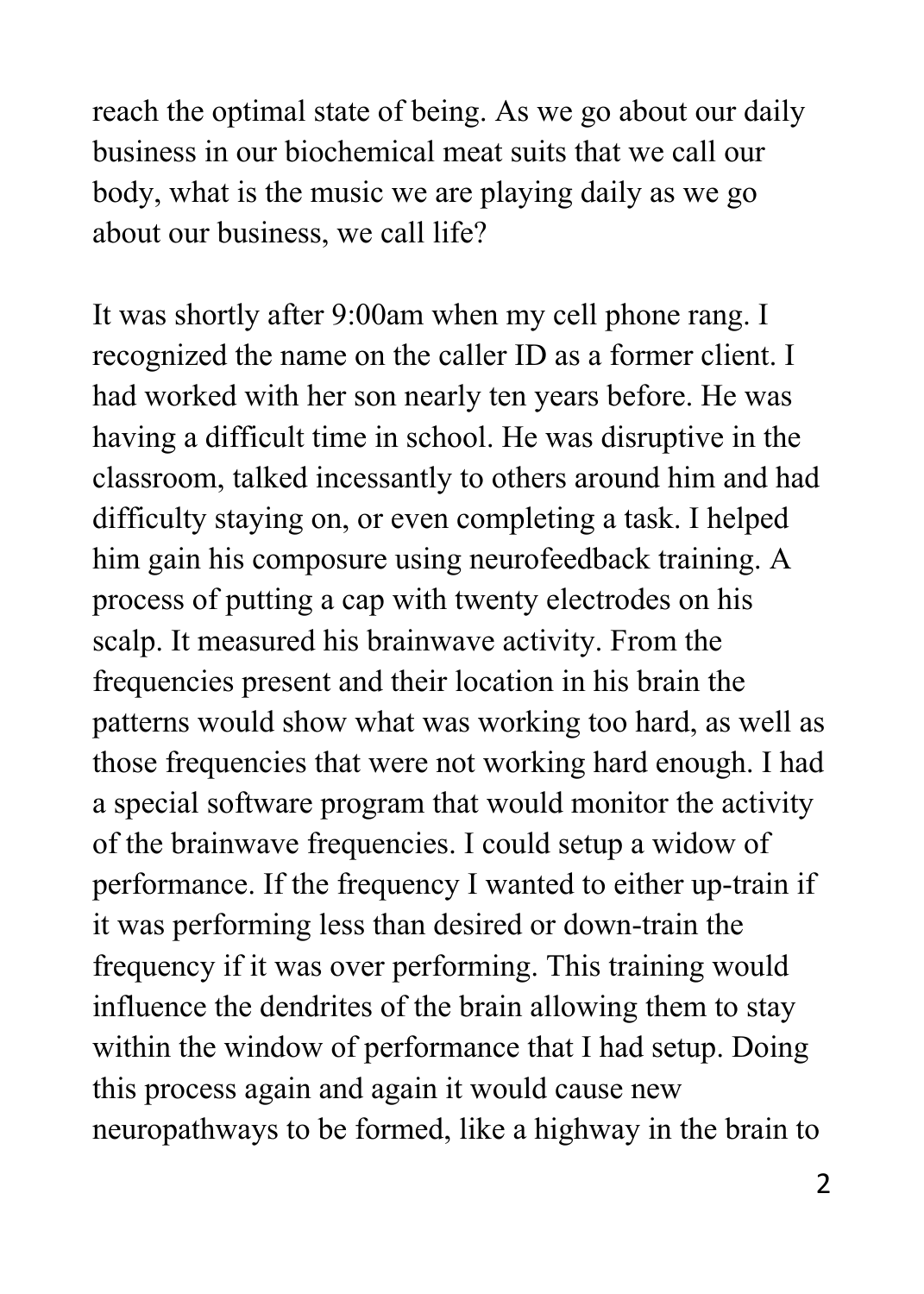reach the optimal state of being. As we go about our daily business in our biochemical meat suits that we call our body, what is the music we are playing daily as we go about our business, we call life?

It was shortly after 9:00am when my cell phone rang. I recognized the name on the caller ID as a former client. I had worked with her son nearly ten years before. He was having a difficult time in school. He was disruptive in the classroom, talked incessantly to others around him and had difficulty staying on, or even completing a task. I helped him gain his composure using neurofeedback training. A process of putting a cap with twenty electrodes on his scalp. It measured his brainwave activity. From the frequencies present and their location in his brain the patterns would show what was working too hard, as well as those frequencies that were not working hard enough. I had a special software program that would monitor the activity of the brainwave frequencies. I could setup a widow of performance. If the frequency I wanted to either up-train if it was performing less than desired or down-train the frequency if it was over performing. This training would influence the dendrites of the brain allowing them to stay within the window of performance that I had setup. Doing this process again and again it would cause new neuropathways to be formed, like a highway in the brain to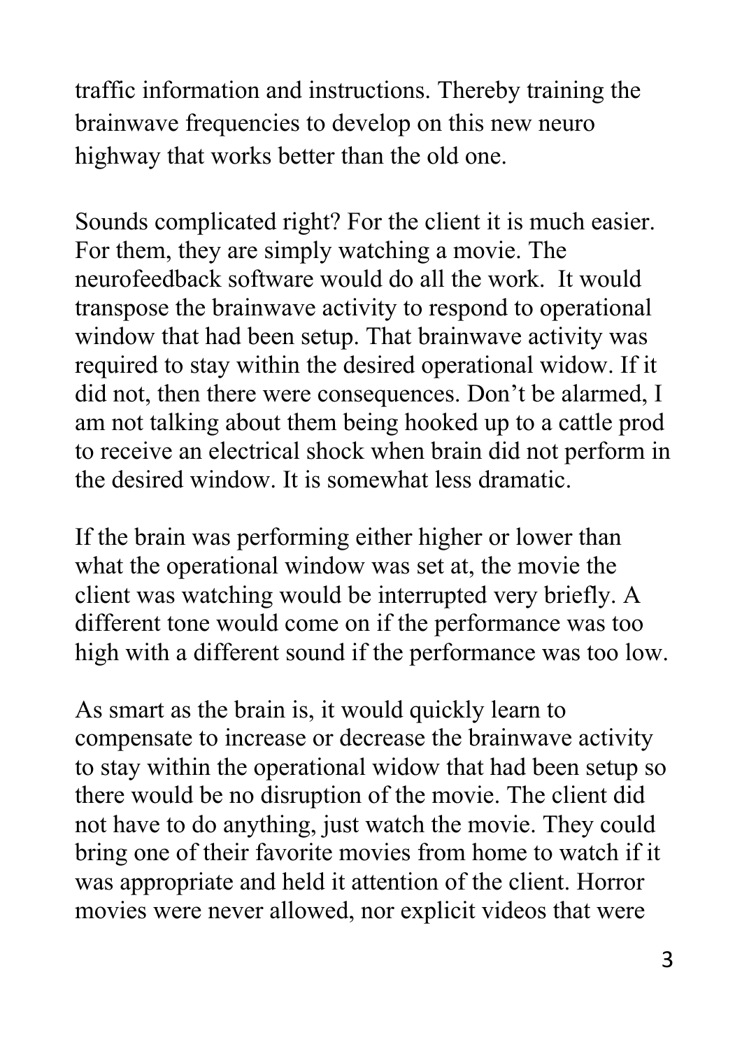traffic information and instructions. Thereby training the brainwave frequencies to develop on this new neuro highway that works better than the old one.

Sounds complicated right? For the client it is much easier. For them, they are simply watching a movie. The neurofeedback software would do all the work. It would transpose the brainwave activity to respond to operational window that had been setup. That brainwave activity was required to stay within the desired operational widow. If it did not, then there were consequences. Don't be alarmed, I am not talking about them being hooked up to a cattle prod to receive an electrical shock when brain did not perform in the desired window. It is somewhat less dramatic.

If the brain was performing either higher or lower than what the operational window was set at, the movie the client was watching would be interrupted very briefly. A different tone would come on if the performance was too high with a different sound if the performance was too low.

As smart as the brain is, it would quickly learn to compensate to increase or decrease the brainwave activity to stay within the operational widow that had been setup so there would be no disruption of the movie. The client did not have to do anything, just watch the movie. They could bring one of their favorite movies from home to watch if it was appropriate and held it attention of the client. Horror movies were never allowed, nor explicit videos that were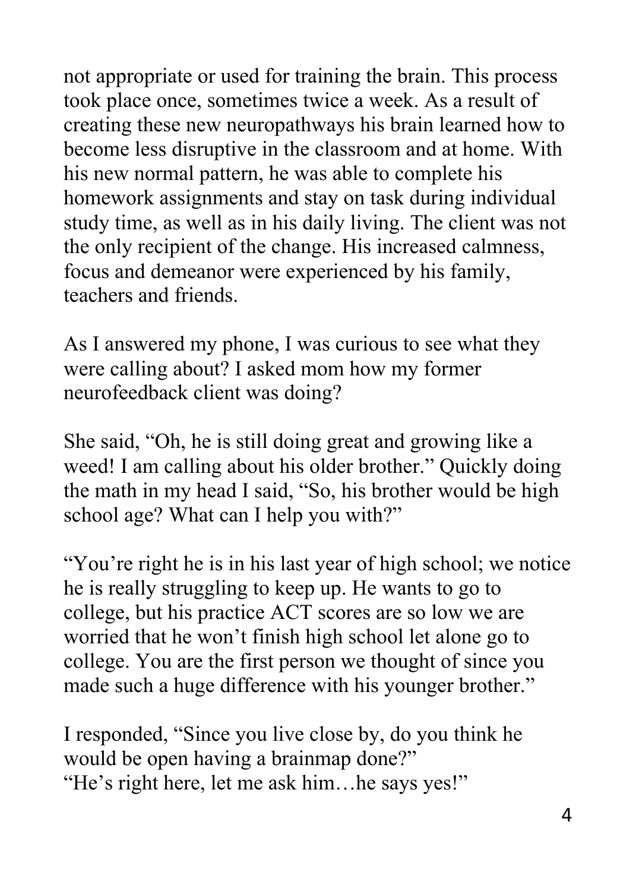not appropriate or used for training the brain. This process took place once, sometimes twice a week. As a result of creating these new neuropathways his brain learned how to become less disruptive in the classroom and at home. With his new normal pattern, he was able to complete his homework assignments and stay on task during individual study time, as well as in his daily living. The client was not the only recipient of the change. His increased calmness, focus and demeanor were experienced by his family, teachers and friends.

As I answered my phone, I was curious to see what they were calling about? I asked mom how my former neurofeedback client was doing?

She said, "Oh, he is still doing great and growing like a weed! I am calling about his older brother." Quickly doing the math in my head I said, "So, his brother would be high school age? What can I help you with?"

"You're right he is in his last year of high school; we notice he is really struggling to keep up. He wants to go to college, but his practice ACT scores are so low we are worried that he won't finish high school let alone go to college. You are the first person we thought of since you made such a huge difference with his younger brother."

I responded, "Since you live close by, do you think he would be open having a brainmap done?"
"He's right here, let me ask him…he says yes!"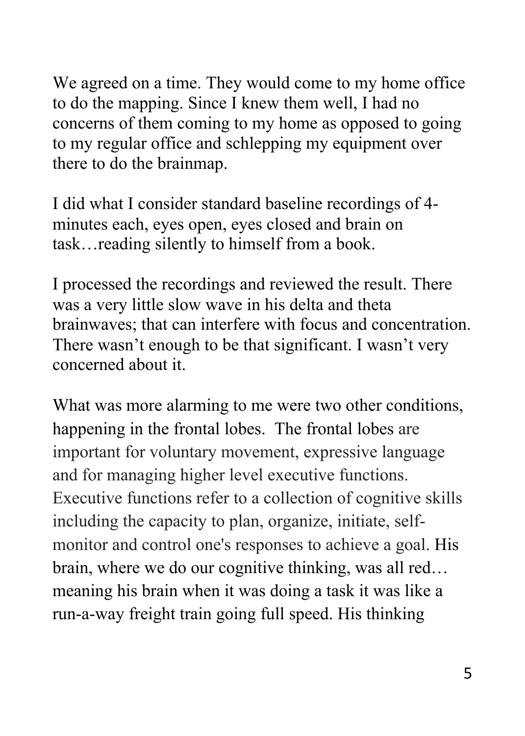We agreed on a time. They would come to my home office to do the mapping. Since I knew them well, I had no concerns of them coming to my home as opposed to going to my regular office and schlepping my equipment over there to do the brainmap.

I did what I consider standard baseline recordings of 4-minutes each, eyes open, eyes closed and brain on task…reading silently to himself from a book.

I processed the recordings and reviewed the result. There was a very little slow wave in his delta and theta brainwaves; that can interfere with focus and concentration. There wasn't enough to be that significant. I wasn't very concerned about it.

What was more alarming to me were two other conditions, happening in the frontal lobes. The frontal lobes are important for voluntary movement, expressive language and for managing higher level executive functions. Executive functions refer to a collection of cognitive skills including the capacity to plan, organize, initiate, self-monitor and control one's responses to achieve a goal. His brain, where we do our cognitive thinking, was all red… meaning his brain when it was doing a task it was like a run-a-way freight train going full speed. His thinking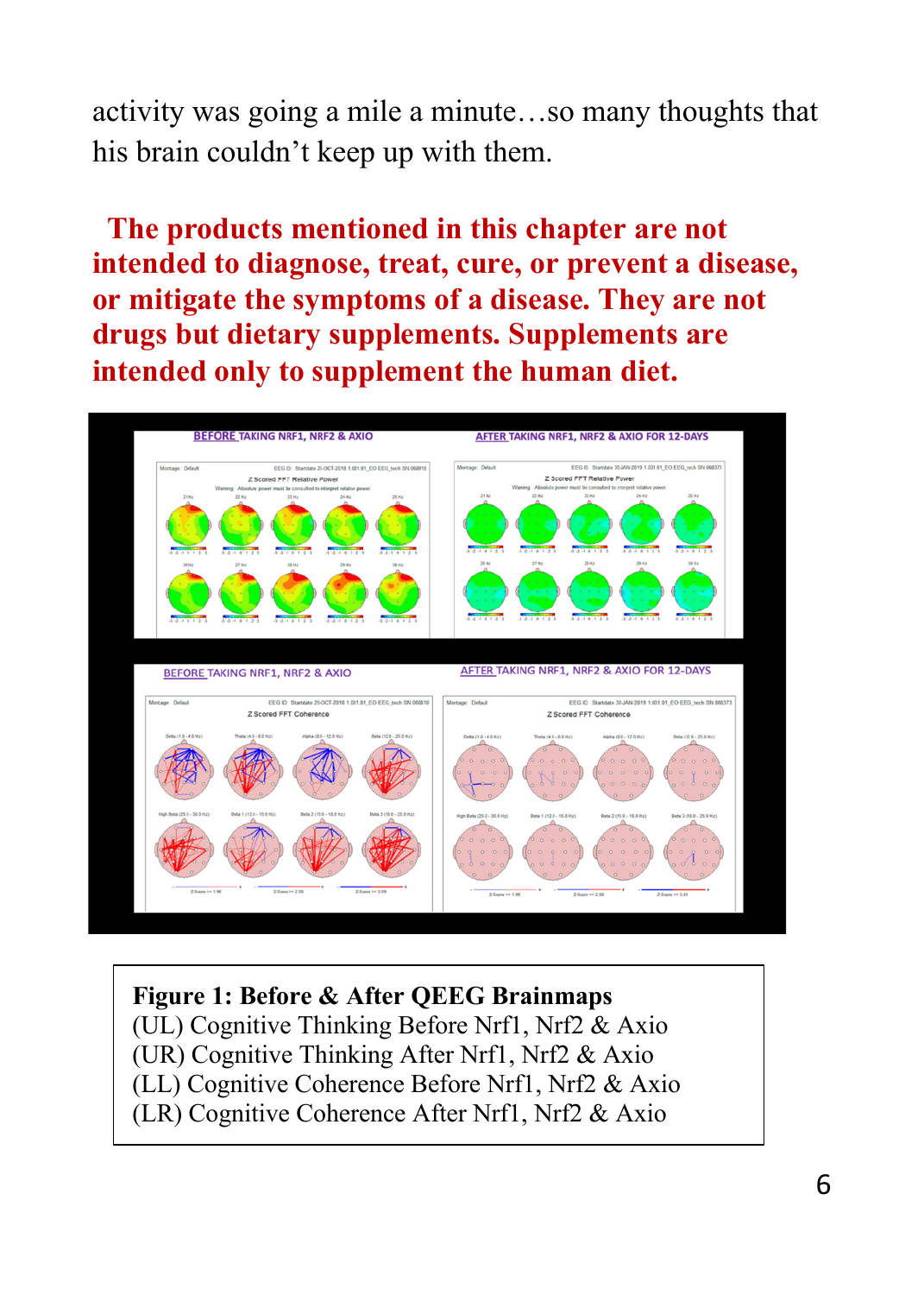activity was going a mile a minute…so many thoughts that his brain couldn't keep up with them.

**The products mentioned in this chapter are not intended to diagnose, treat, cure, or prevent a disease, or mitigate the symptoms of a disease. They are not drugs but dietary supplements. Supplements are intended only to supplement the human diet.**

**Figure 1: Before & After QEEG Brainmaps**
(UL) Cognitive Thinking Before Nrf1, Nrf2 & Axio
(UR) Cognitive Thinking After Nrf1, Nrf2 & Axio
(LL) Cognitive Coherence Before Nrf1, Nrf2 & Axio
(LR) Cognitive Coherence After Nrf1, Nrf2 & Axio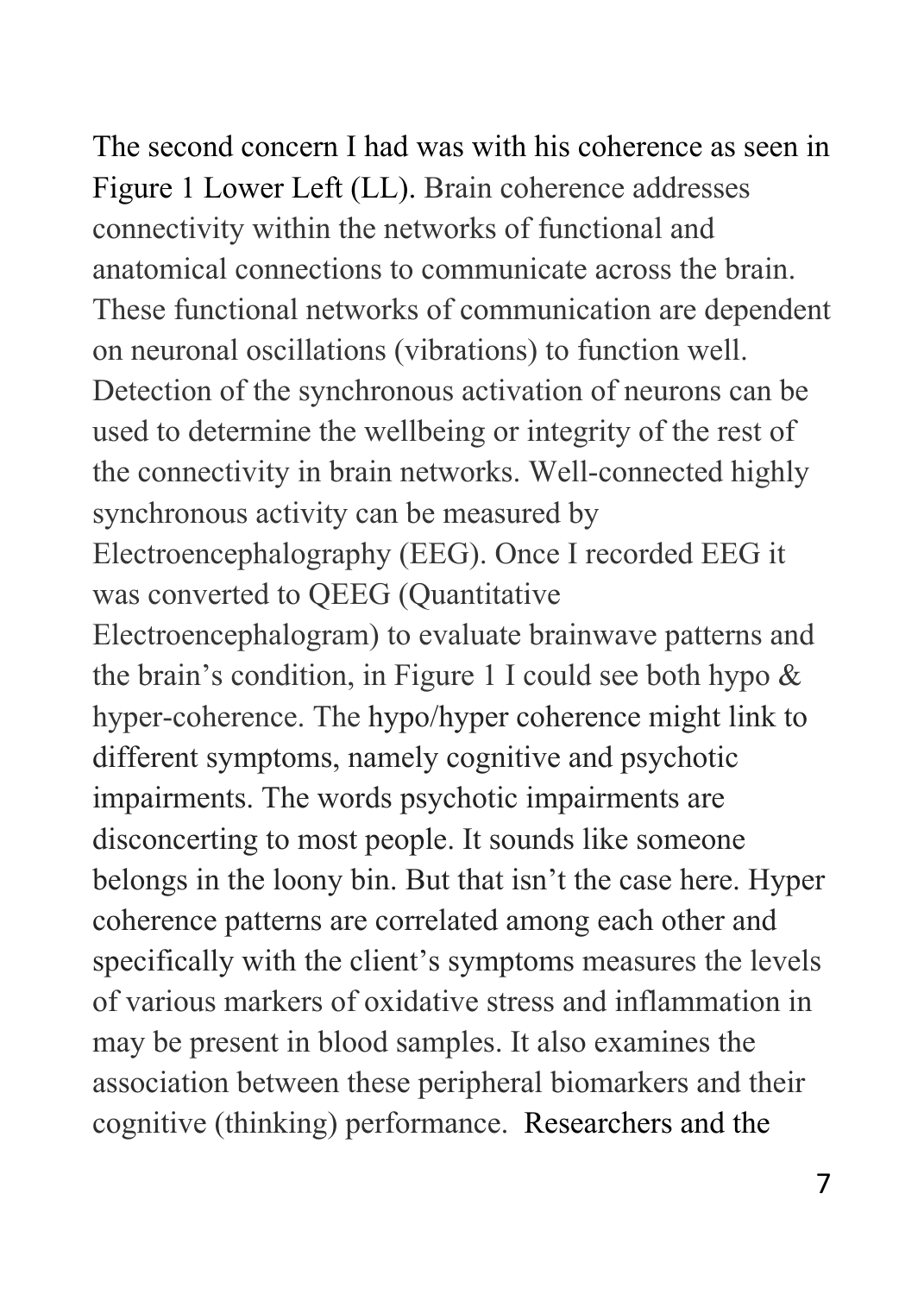The second concern I had was with his coherence as seen in Figure 1 Lower Left (LL). Brain coherence addresses connectivity within the networks of functional and anatomical connections to communicate across the brain. These functional networks of communication are dependent on neuronal oscillations (vibrations) to function well. Detection of the synchronous activation of neurons can be used to determine the wellbeing or integrity of the rest of the connectivity in brain networks. Well-connected highly synchronous activity can be measured by Electroencephalography (EEG). Once I recorded EEG it was converted to QEEG (Quantitative Electroencephalogram) to evaluate brainwave patterns and the brain's condition, in Figure 1 I could see both hypo & hyper-coherence. The hypo/hyper coherence might link to different symptoms, namely cognitive and psychotic impairments. The words psychotic impairments are disconcerting to most people. It sounds like someone belongs in the loony bin. But that isn't the case here. Hyper coherence patterns are correlated among each other and specifically with the client's symptoms measures the levels of various markers of oxidative stress and inflammation in may be present in blood samples. It also examines the association between these peripheral biomarkers and their cognitive (thinking) performance. Researchers and the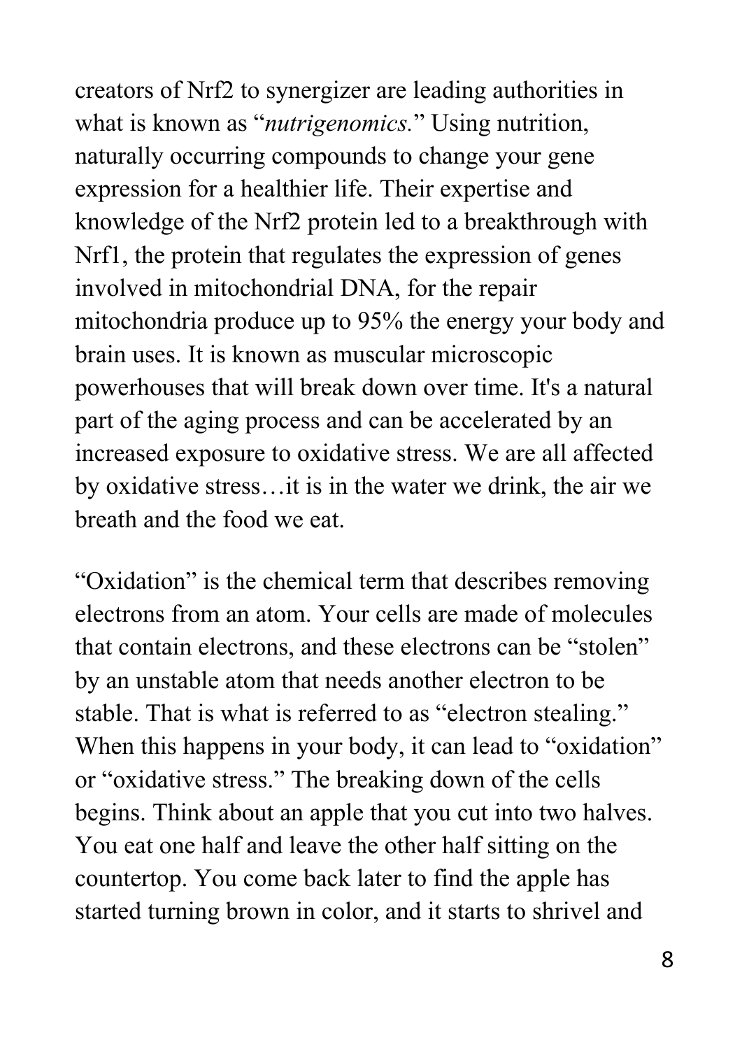creators of Nrf2 to synergizer are leading authorities in what is known as "*nutrigenomics.*" Using nutrition, naturally occurring compounds to change your gene expression for a healthier life. Their expertise and knowledge of the Nrf2 protein led to a breakthrough with Nrf1, the protein that regulates the expression of genes involved in mitochondrial DNA, for the repair mitochondria produce up to 95% the energy your body and brain uses. It is known as muscular microscopic powerhouses that will break down over time. It's a natural part of the aging process and can be accelerated by an increased exposure to oxidative stress. We are all affected by oxidative stress…it is in the water we drink, the air we breath and the food we eat.

"Oxidation" is the chemical term that describes removing electrons from an atom. Your cells are made of molecules that contain electrons, and these electrons can be "stolen" by an unstable atom that needs another electron to be stable. That is what is referred to as "electron stealing." When this happens in your body, it can lead to "oxidation" or "oxidative stress." The breaking down of the cells begins. Think about an apple that you cut into two halves. You eat one half and leave the other half sitting on the countertop. You come back later to find the apple has started turning brown in color, and it starts to shrivel and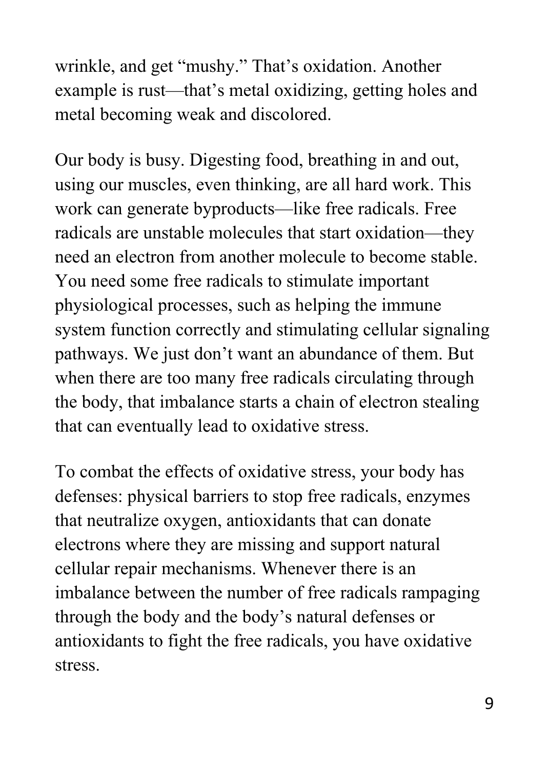wrinkle, and get "mushy." That's oxidation. Another example is rust—that's metal oxidizing, getting holes and metal becoming weak and discolored.

Our body is busy. Digesting food, breathing in and out, using our muscles, even thinking, are all hard work. This work can generate byproducts—like free radicals. Free radicals are unstable molecules that start oxidation—they need an electron from another molecule to become stable. You need some free radicals to stimulate important physiological processes, such as helping the immune system function correctly and stimulating cellular signaling pathways. We just don't want an abundance of them. But when there are too many free radicals circulating through the body, that imbalance starts a chain of electron stealing that can eventually lead to oxidative stress.

To combat the effects of oxidative stress, your body has defenses: physical barriers to stop free radicals, enzymes that neutralize oxygen, antioxidants that can donate electrons where they are missing and support natural cellular repair mechanisms. Whenever there is an imbalance between the number of free radicals rampaging through the body and the body's natural defenses or antioxidants to fight the free radicals, you have oxidative stress.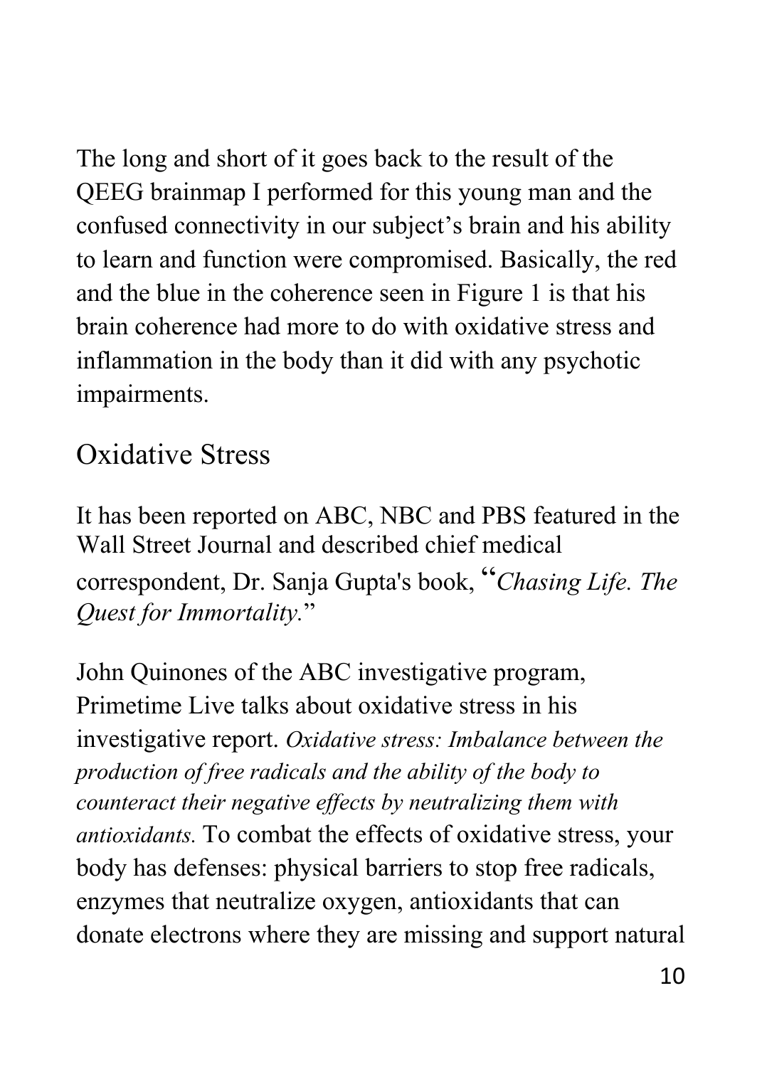The long and short of it goes back to the result of the QEEG brainmap I performed for this young man and the confused connectivity in our subject's brain and his ability to learn and function were compromised. Basically, the red and the blue in the coherence seen in Figure 1 is that his brain coherence had more to do with oxidative stress and inflammation in the body than it did with any psychotic impairments.

## Oxidative Stress

It has been reported on ABC, NBC and PBS featured in the Wall Street Journal and described chief medical correspondent, Dr. Sanja Gupta's book, "*Chasing Life. The Quest for Immortality.*"

John Quinones of the ABC investigative program, Primetime Live talks about oxidative stress in his investigative report. *Oxidative stress: Imbalance between the production of free radicals and the ability of the body to counteract their negative effects by neutralizing them with antioxidants.* To combat the effects of oxidative stress, your body has defenses: physical barriers to stop free radicals, enzymes that neutralize oxygen, antioxidants that can donate electrons where they are missing and support natural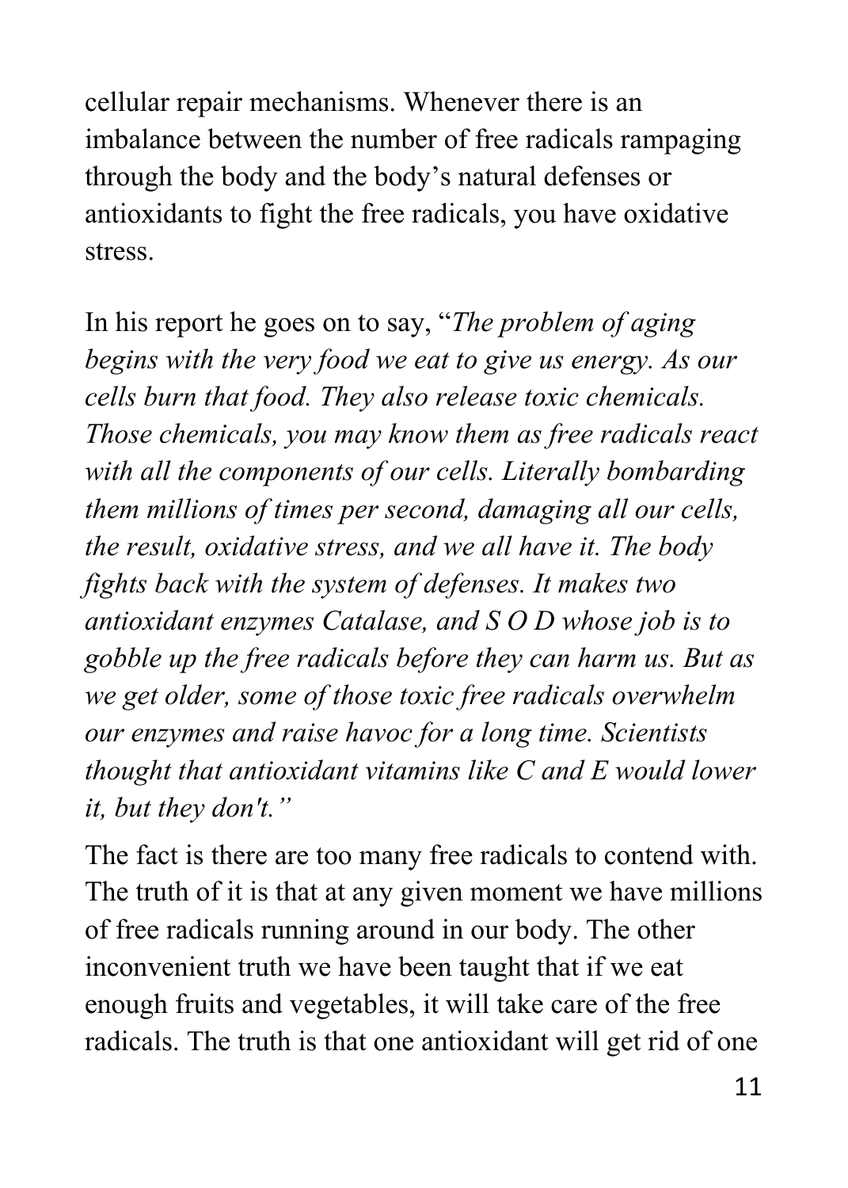cellular repair mechanisms. Whenever there is an imbalance between the number of free radicals rampaging through the body and the body's natural defenses or antioxidants to fight the free radicals, you have oxidative stress.

In his report he goes on to say, "*The problem of aging begins with the very food we eat to give us energy. As our cells burn that food. They also release toxic chemicals. Those chemicals, you may know them as free radicals react with all the components of our cells. Literally bombarding them millions of times per second, damaging all our cells, the result, oxidative stress, and we all have it. The body fights back with the system of defenses. It makes two antioxidant enzymes Catalase, and S O D whose job is to gobble up the free radicals before they can harm us. But as we get older, some of those toxic free radicals overwhelm our enzymes and raise havoc for a long time. Scientists thought that antioxidant vitamins like C and E would lower it, but they don't.*"

The fact is there are too many free radicals to contend with. The truth of it is that at any given moment we have millions of free radicals running around in our body. The other inconvenient truth we have been taught that if we eat enough fruits and vegetables, it will take care of the free radicals. The truth is that one antioxidant will get rid of one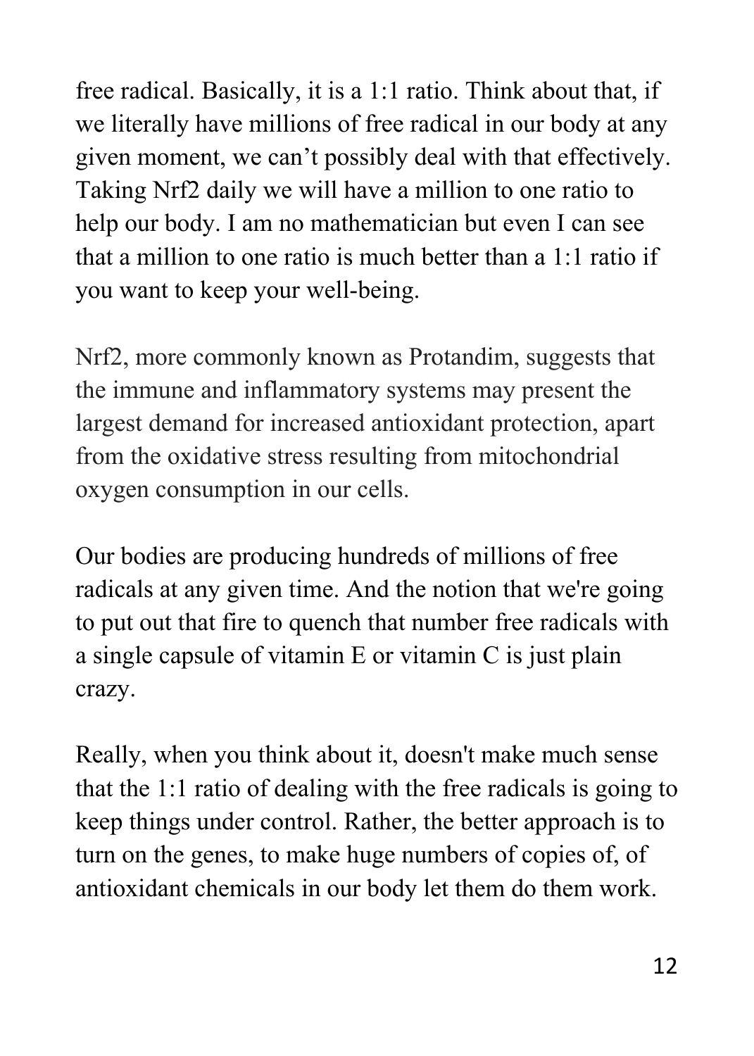free radical. Basically, it is a 1:1 ratio. Think about that, if we literally have millions of free radical in our body at any given moment, we can't possibly deal with that effectively. Taking Nrf2 daily we will have a million to one ratio to help our body. I am no mathematician but even I can see that a million to one ratio is much better than a 1:1 ratio if you want to keep your well-being.

Nrf2, more commonly known as Protandim, suggests that the immune and inflammatory systems may present the largest demand for increased antioxidant protection, apart from the oxidative stress resulting from mitochondrial oxygen consumption in our cells.

Our bodies are producing hundreds of millions of free radicals at any given time. And the notion that we're going to put out that fire to quench that number free radicals with a single capsule of vitamin E or vitamin C is just plain crazy.

Really, when you think about it, doesn't make much sense that the 1:1 ratio of dealing with the free radicals is going to keep things under control. Rather, the better approach is to turn on the genes, to make huge numbers of copies of, of antioxidant chemicals in our body let them do them work.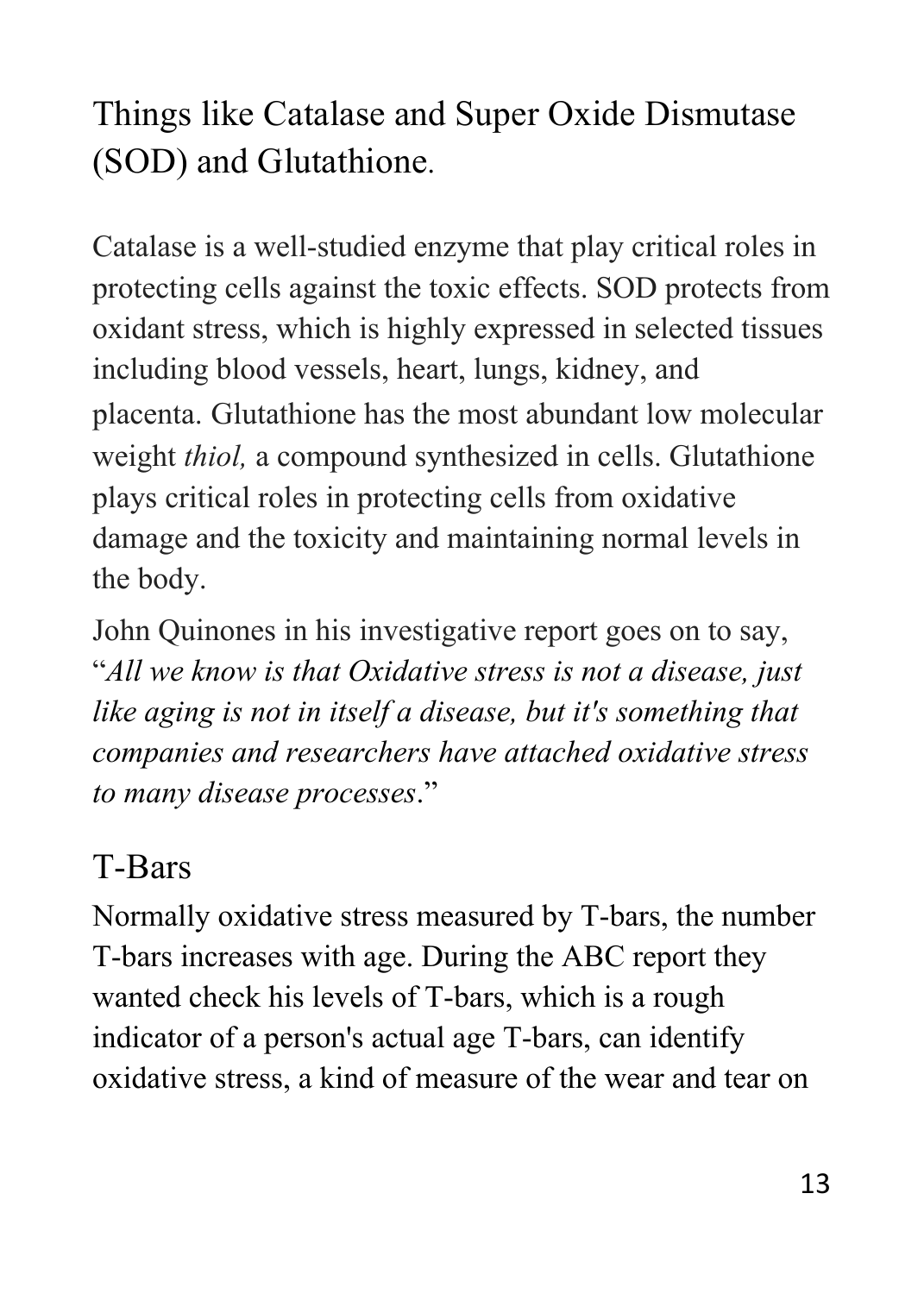## Things like Catalase and Super Oxide Dismutase (SOD) and Glutathione.

Catalase is a well-studied enzyme that play critical roles in protecting cells against the toxic effects. SOD protects from oxidant stress, which is highly expressed in selected tissues including blood vessels, heart, lungs, kidney, and placenta. Glutathione has the most abundant low molecular weight *thiol,* a compound synthesized in cells. Glutathione plays critical roles in protecting cells from oxidative damage and the toxicity and maintaining normal levels in the body.

John Quinones in his investigative report goes on to say, "*All we know is that Oxidative stress is not a disease, just like aging is not in itself a disease, but it's something that companies and researchers have attached oxidative stress to many disease processes*."

## T-Bars

Normally oxidative stress measured by T-bars, the number T-bars increases with age. During the ABC report they wanted check his levels of T-bars, which is a rough indicator of a person's actual age T-bars, can identify oxidative stress, a kind of measure of the wear and tear on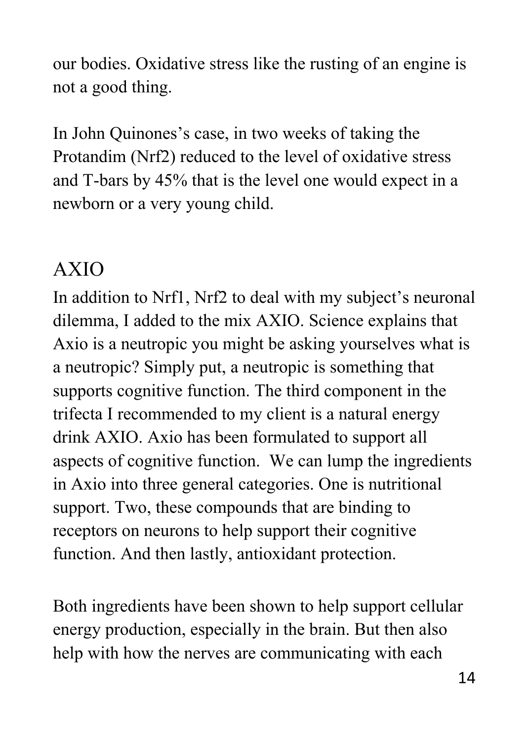our bodies. Oxidative stress like the rusting of an engine is not a good thing.

In John Quinones's case, in two weeks of taking the Protandim (Nrf2) reduced to the level of oxidative stress and T-bars by 45% that is the level one would expect in a newborn or a very young child.

## AXIO

In addition to Nrf1, Nrf2 to deal with my subject's neuronal dilemma, I added to the mix AXIO. Science explains that Axio is a neutropic you might be asking yourselves what is a neutropic? Simply put, a neutropic is something that supports cognitive function. The third component in the trifecta I recommended to my client is a natural energy drink AXIO. Axio has been formulated to support all aspects of cognitive function. We can lump the ingredients in Axio into three general categories. One is nutritional support. Two, these compounds that are binding to receptors on neurons to help support their cognitive function. And then lastly, antioxidant protection.

Both ingredients have been shown to help support cellular energy production, especially in the brain. But then also help with how the nerves are communicating with each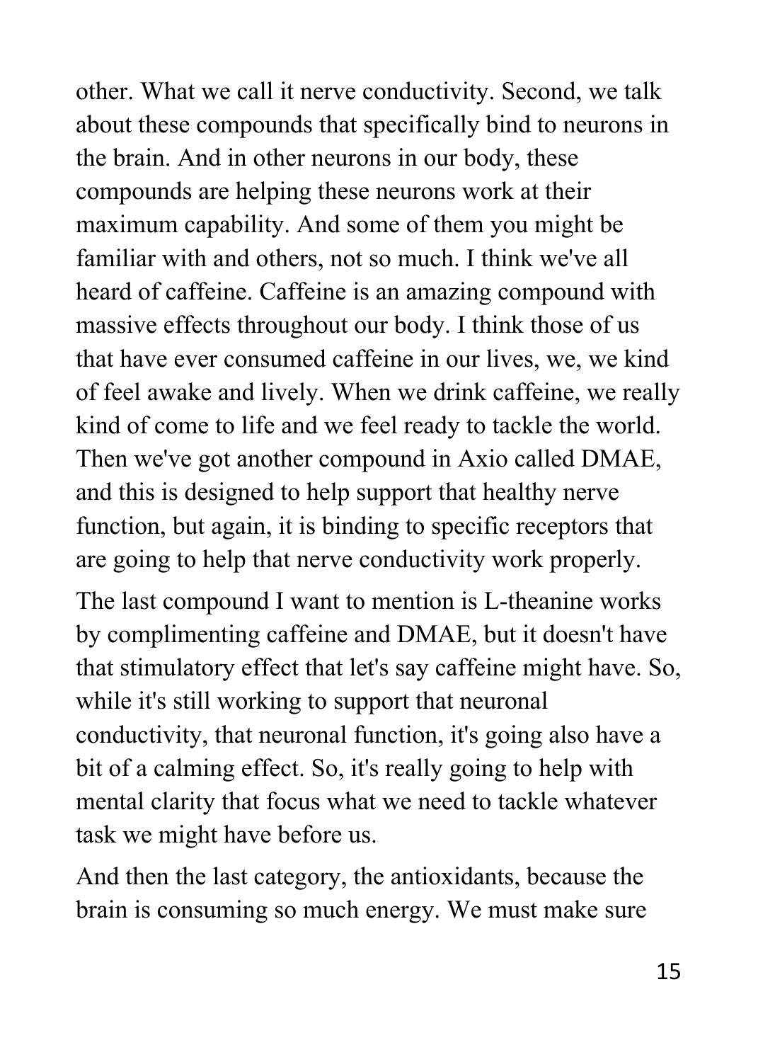other. What we call it nerve conductivity. Second, we talk about these compounds that specifically bind to neurons in the brain. And in other neurons in our body, these compounds are helping these neurons work at their maximum capability. And some of them you might be familiar with and others, not so much. I think we've all heard of caffeine. Caffeine is an amazing compound with massive effects throughout our body. I think those of us that have ever consumed caffeine in our lives, we, we kind of feel awake and lively. When we drink caffeine, we really kind of come to life and we feel ready to tackle the world. Then we've got another compound in Axio called DMAE, and this is designed to help support that healthy nerve function, but again, it is binding to specific receptors that are going to help that nerve conductivity work properly.

The last compound I want to mention is L-theanine works by complimenting caffeine and DMAE, but it doesn't have that stimulatory effect that let's say caffeine might have. So, while it's still working to support that neuronal conductivity, that neuronal function, it's going also have a bit of a calming effect. So, it's really going to help with mental clarity that focus what we need to tackle whatever task we might have before us.

And then the last category, the antioxidants, because the brain is consuming so much energy. We must make sure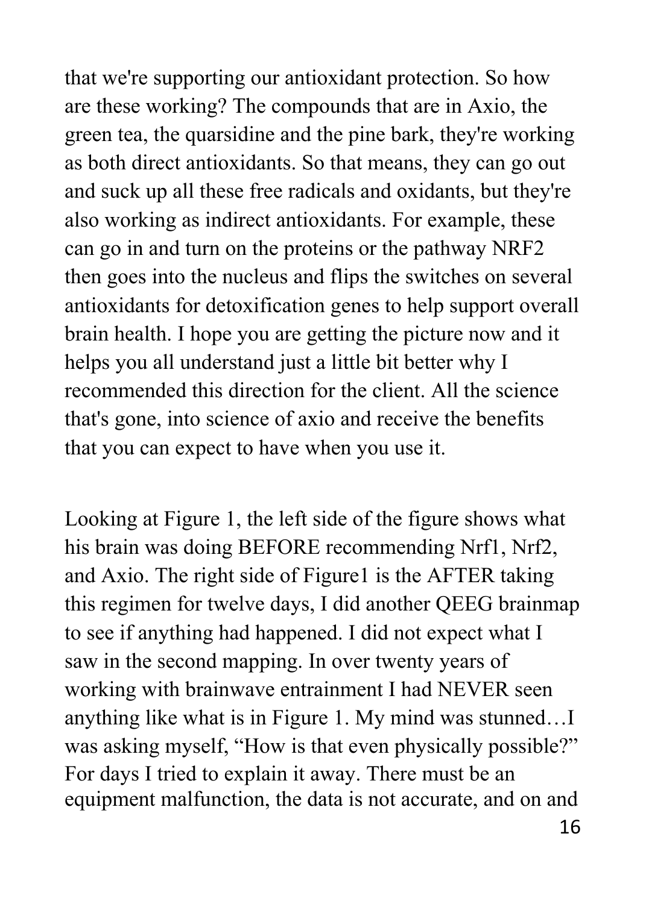that we're supporting our antioxidant protection. So how are these working? The compounds that are in Axio, the green tea, the quarsidine and the pine bark, they're working as both direct antioxidants. So that means, they can go out and suck up all these free radicals and oxidants, but they're also working as indirect antioxidants. For example, these can go in and turn on the proteins or the pathway NRF2 then goes into the nucleus and flips the switches on several antioxidants for detoxification genes to help support overall brain health. I hope you are getting the picture now and it helps you all understand just a little bit better why I recommended this direction for the client. All the science that's gone, into science of axio and receive the benefits that you can expect to have when you use it.

Looking at Figure 1, the left side of the figure shows what his brain was doing BEFORE recommending Nrf1, Nrf2, and Axio. The right side of Figure1 is the AFTER taking this regimen for twelve days, I did another QEEG brainmap to see if anything had happened. I did not expect what I saw in the second mapping. In over twenty years of working with brainwave entrainment I had NEVER seen anything like what is in Figure 1. My mind was stunned…I was asking myself, “How is that even physically possible?” For days I tried to explain it away. There must be an equipment malfunction, the data is not accurate, and on and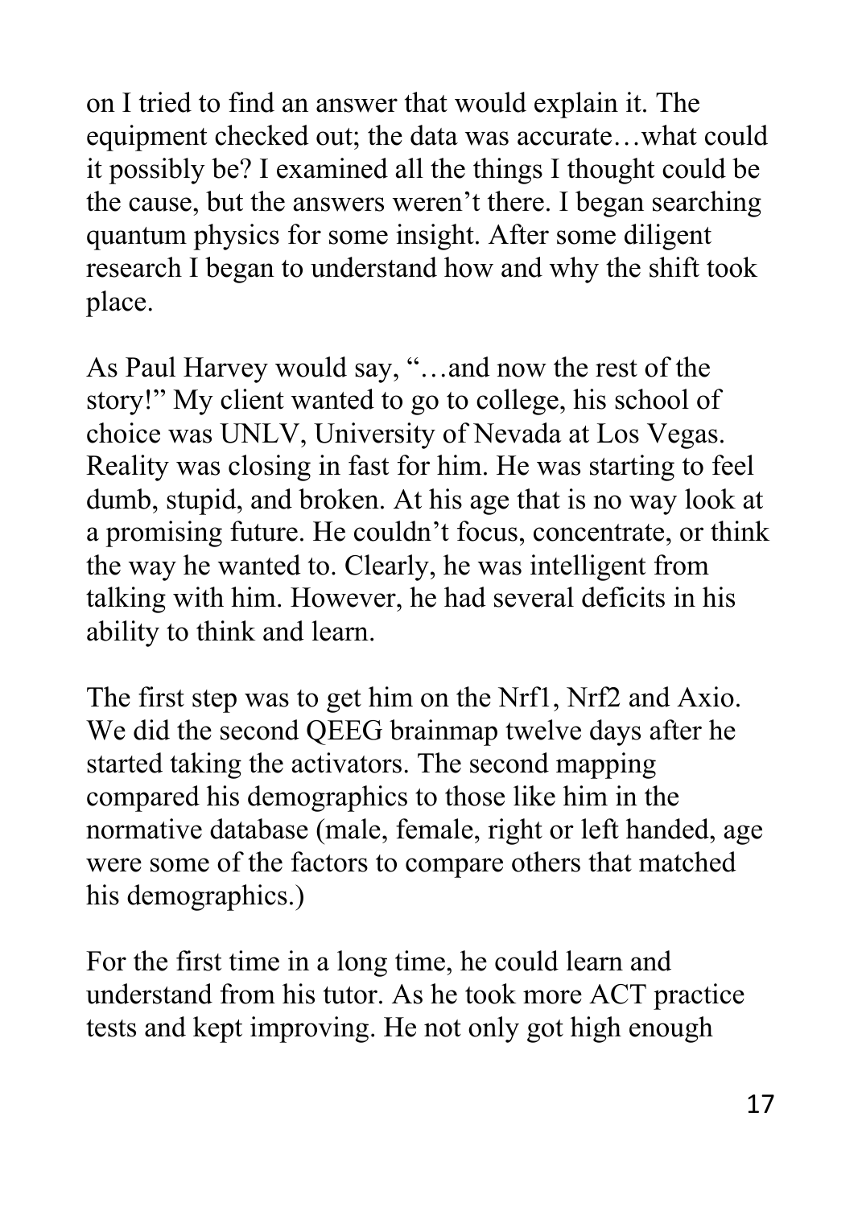on I tried to find an answer that would explain it. The equipment checked out; the data was accurate…what could it possibly be? I examined all the things I thought could be the cause, but the answers weren't there. I began searching quantum physics for some insight. After some diligent research I began to understand how and why the shift took place.

As Paul Harvey would say, "…and now the rest of the story!" My client wanted to go to college, his school of choice was UNLV, University of Nevada at Los Vegas. Reality was closing in fast for him. He was starting to feel dumb, stupid, and broken. At his age that is no way look at a promising future. He couldn't focus, concentrate, or think the way he wanted to. Clearly, he was intelligent from talking with him. However, he had several deficits in his ability to think and learn.

The first step was to get him on the Nrf1, Nrf2 and Axio. We did the second QEEG brainmap twelve days after he started taking the activators. The second mapping compared his demographics to those like him in the normative database (male, female, right or left handed, age were some of the factors to compare others that matched his demographics.)

For the first time in a long time, he could learn and understand from his tutor. As he took more ACT practice tests and kept improving. He not only got high enough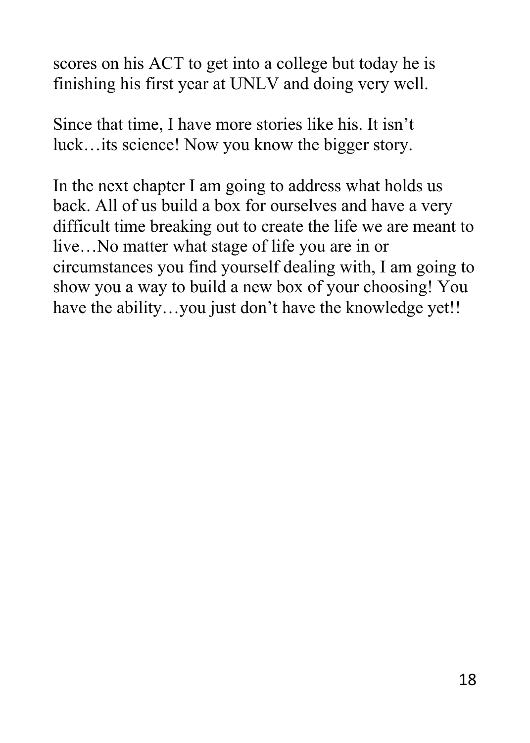scores on his ACT to get into a college but today he is finishing his first year at UNLV and doing very well.

Since that time, I have more stories like his. It isn't luck…its science! Now you know the bigger story.

In the next chapter I am going to address what holds us back. All of us build a box for ourselves and have a very difficult time breaking out to create the life we are meant to live…No matter what stage of life you are in or circumstances you find yourself dealing with, I am going to show you a way to build a new box of your choosing! You have the ability…you just don't have the knowledge yet!!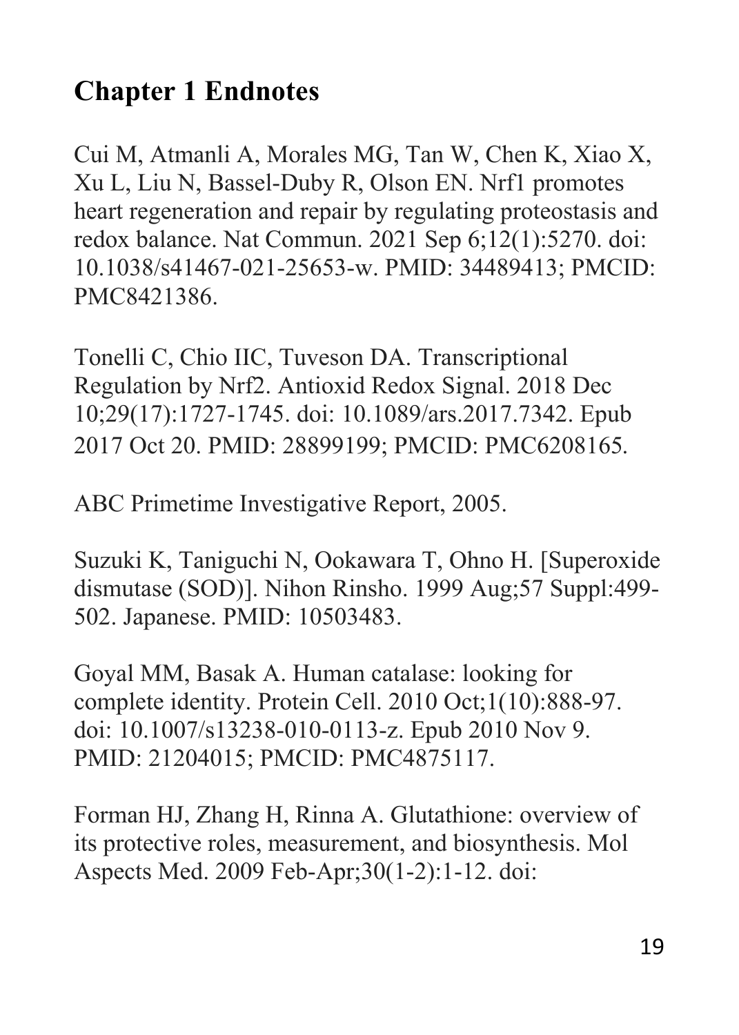## Chapter 1 Endnotes

Cui M, Atmanli A, Morales MG, Tan W, Chen K, Xiao X, Xu L, Liu N, Bassel-Duby R, Olson EN. Nrf1 promotes heart regeneration and repair by regulating proteostasis and redox balance. Nat Commun. 2021 Sep 6;12(1):5270. doi: 10.1038/s41467-021-25653-w. PMID: 34489413; PMCID: PMC8421386.

Tonelli C, Chio IIC, Tuveson DA. Transcriptional Regulation by Nrf2. Antioxid Redox Signal. 2018 Dec 10;29(17):1727-1745. doi: 10.1089/ars.2017.7342. Epub 2017 Oct 20. PMID: 28899199; PMCID: PMC6208165.

ABC Primetime Investigative Report, 2005.

Suzuki K, Taniguchi N, Ookawara T, Ohno H. [Superoxide dismutase (SOD)]. Nihon Rinsho. 1999 Aug;57 Suppl:499-502. Japanese. PMID: 10503483.

Goyal MM, Basak A. Human catalase: looking for complete identity. Protein Cell. 2010 Oct;1(10):888-97. doi: 10.1007/s13238-010-0113-z. Epub 2010 Nov 9. PMID: 21204015; PMCID: PMC4875117.

Forman HJ, Zhang H, Rinna A. Glutathione: overview of its protective roles, measurement, and biosynthesis. Mol Aspects Med. 2009 Feb-Apr;30(1-2):1-12. doi: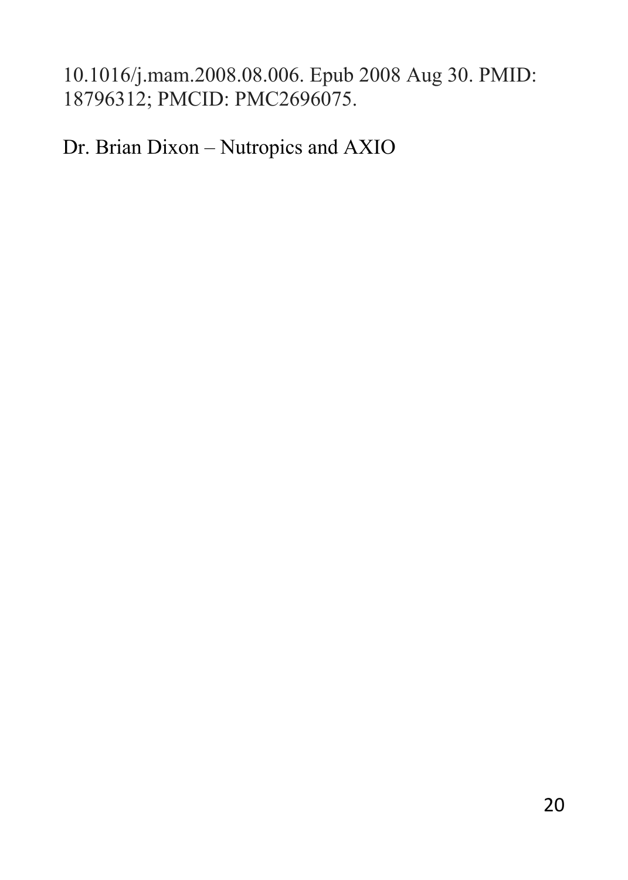10.1016/j.mam.2008.08.006. Epub 2008 Aug 30. PMID: 18796312; PMCID: PMC2696075.

Dr. Brian Dixon – Nutropics and AXIO